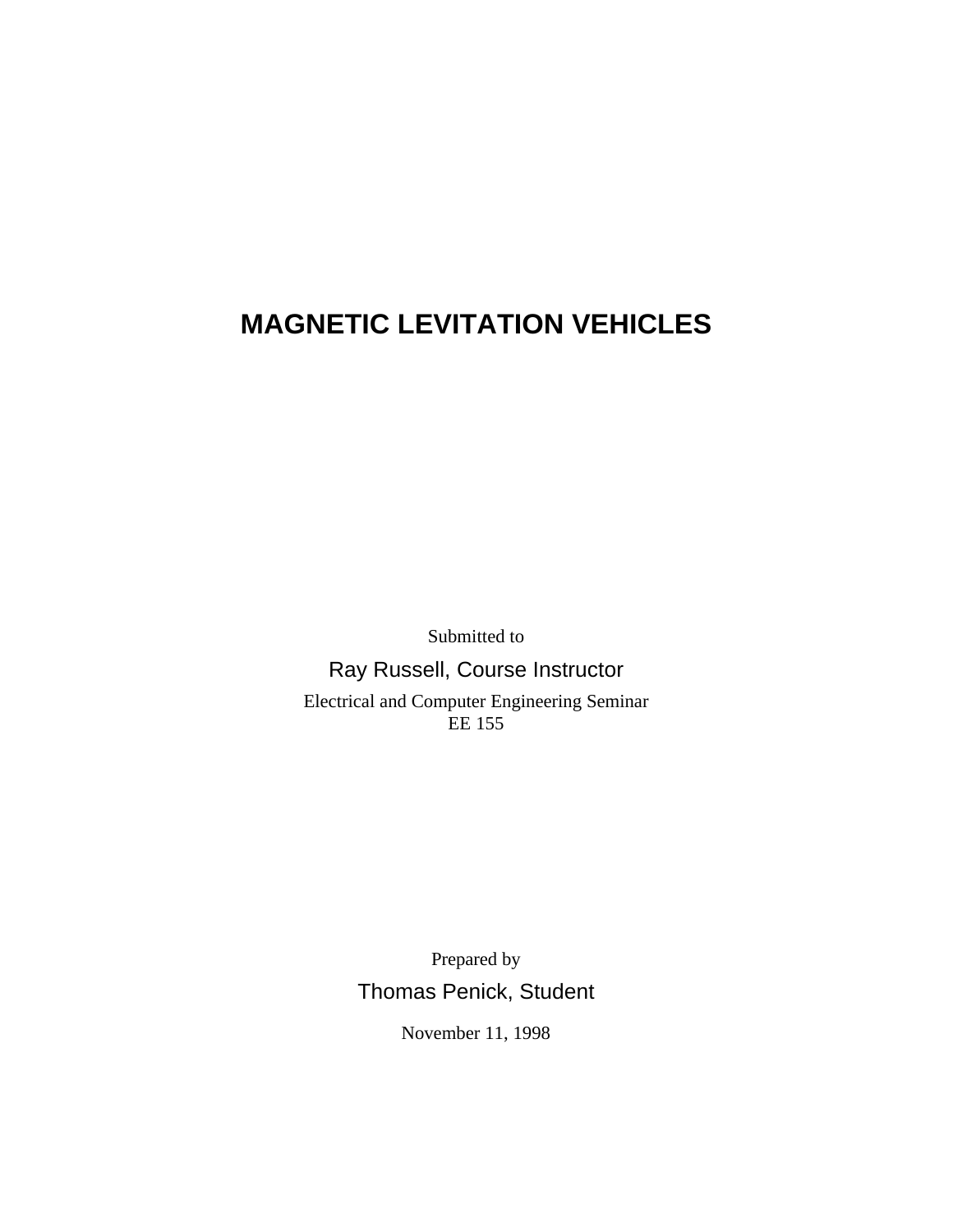# MAGNETIC LEVITATION VEHICLES

Submitted to

Ray Russell, Course Instructor

Electrical and Computer Engineering Seminar
EE 155

Prepared by

Thomas Penick, Student

November 11, 1998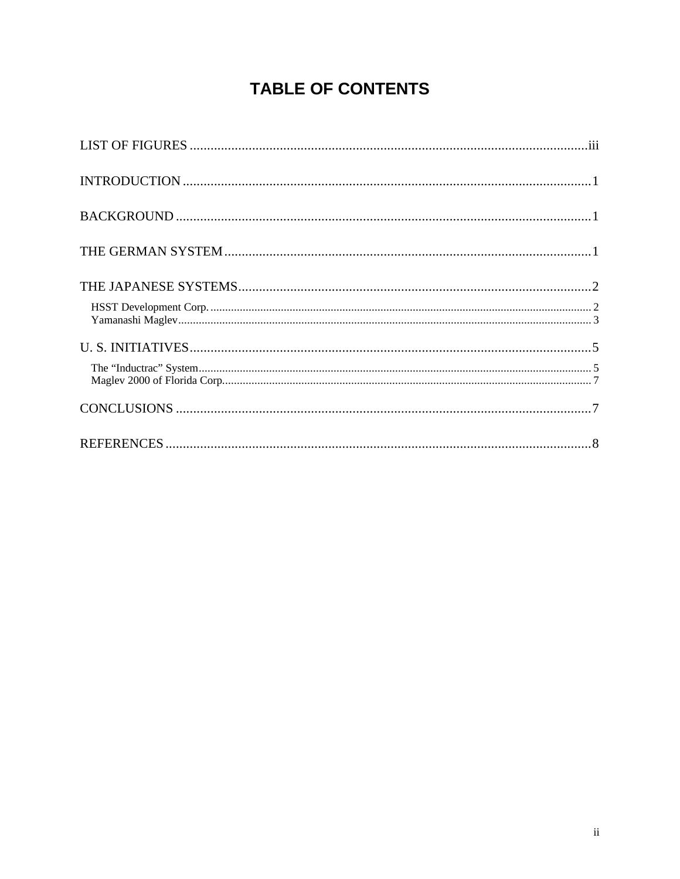# TABLE OF CONTENTS

LIST OF FIGURES ........................................................................................................iii

INTRODUCTION ........................................................................................................1

BACKGROUND ........................................................................................................1

THE GERMAN SYSTEM ........................................................................................................1

THE JAPANESE SYSTEMS ........................................................................................................2

- HSST Development Corp. ........................................................................................................2
- Yamanashi Maglev ........................................................................................................3

U. S. INITIATIVES ........................................................................................................5

- The "Inductrac" System ........................................................................................................5
- Maglev 2000 of Florida Corp. ........................................................................................................7

CONCLUSIONS ........................................................................................................7

REFERENCES ........................................................................................................8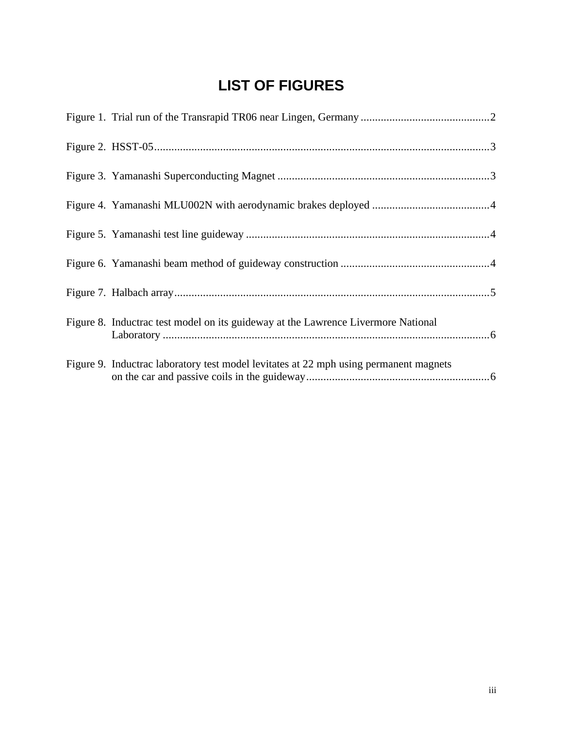# LIST OF FIGURES

Figure 1. Trial run of the Transrapid TR06 near Lingen, Germany .............................................2

Figure 2. HSST-05......................................................................................................................3

Figure 3. Yamanashi Superconducting Magnet ..........................................................................3

Figure 4. Yamanashi MLU002N with aerodynamic brakes deployed .........................................4

Figure 5. Yamanashi test line guideway .....................................................................................4

Figure 6. Yamanashi beam method of guideway construction ....................................................4

Figure 7. Halbach array..............................................................................................................5

Figure 8. Inductrac test model on its guideway at the Lawrence Livermore National Laboratory ..................................................................................................................6

Figure 9. Inductrac laboratory test model levitates at 22 mph using permanent magnets on the car and passive coils in the guideway................................................................6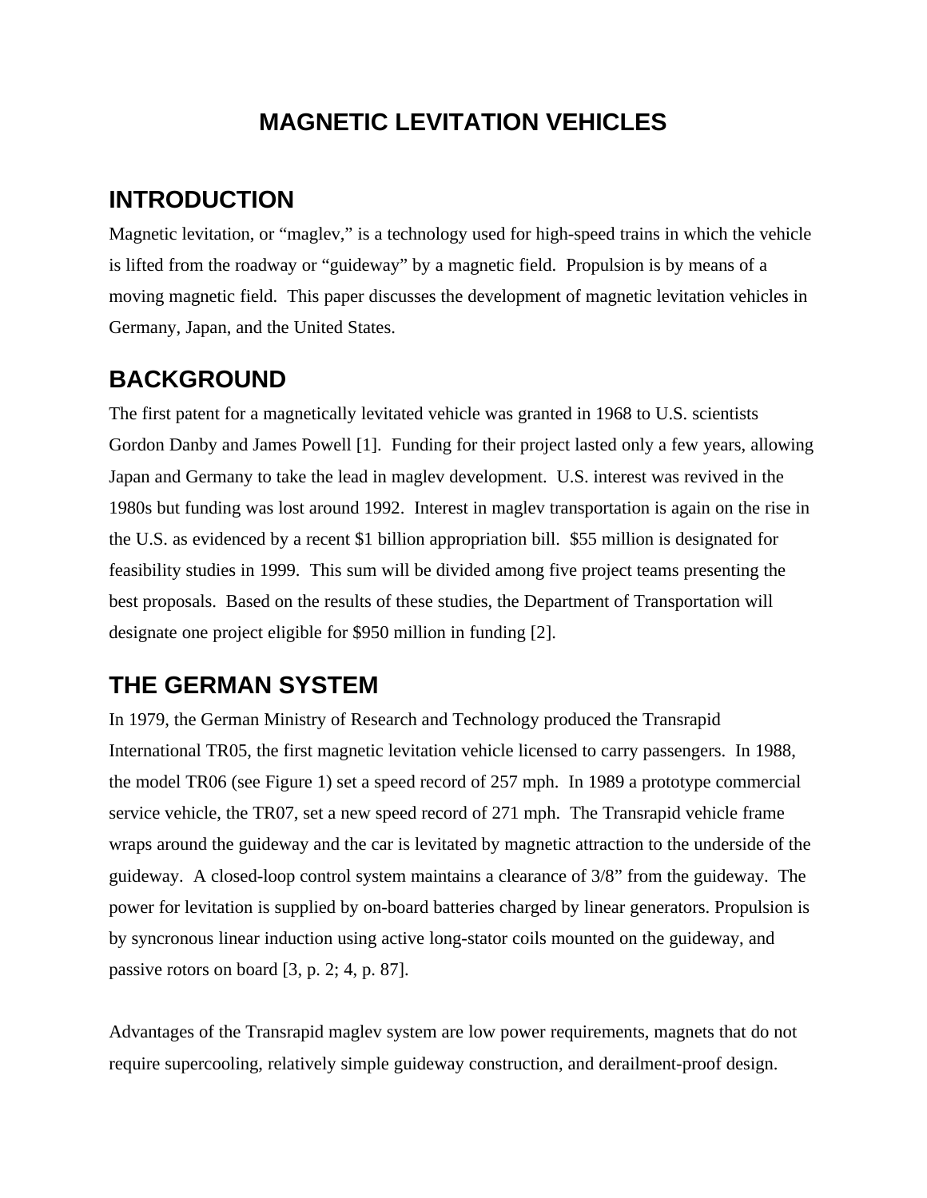# MAGNETIC LEVITATION VEHICLES

## INTRODUCTION

Magnetic levitation, or "maglev," is a technology used for high-speed trains in which the vehicle is lifted from the roadway or "guideway" by a magnetic field. Propulsion is by means of a moving magnetic field. This paper discusses the development of magnetic levitation vehicles in Germany, Japan, and the United States.

## BACKGROUND

The first patent for a magnetically levitated vehicle was granted in 1968 to U.S. scientists Gordon Danby and James Powell [1]. Funding for their project lasted only a few years, allowing Japan and Germany to take the lead in maglev development. U.S. interest was revived in the 1980s but funding was lost around 1992. Interest in maglev transportation is again on the rise in the U.S. as evidenced by a recent $1 billion appropriation bill. $55 million is designated for feasibility studies in 1999. This sum will be divided among five project teams presenting the best proposals. Based on the results of these studies, the Department of Transportation will designate one project eligible for $950 million in funding [2].

## THE GERMAN SYSTEM

In 1979, the German Ministry of Research and Technology produced the Transrapid International TR05, the first magnetic levitation vehicle licensed to carry passengers. In 1988, the model TR06 (see Figure 1) set a speed record of 257 mph. In 1989 a prototype commercial service vehicle, the TR07, set a new speed record of 271 mph. The Transrapid vehicle frame wraps around the guideway and the car is levitated by magnetic attraction to the underside of the guideway. A closed-loop control system maintains a clearance of 3/8" from the guideway. The power for levitation is supplied by on-board batteries charged by linear generators. Propulsion is by syncronous linear induction using active long-stator coils mounted on the guideway, and passive rotors on board [3, p. 2; 4, p. 87].

Advantages of the Transrapid maglev system are low power requirements, magnets that do not require supercooling, relatively simple guideway construction, and derailment-proof design.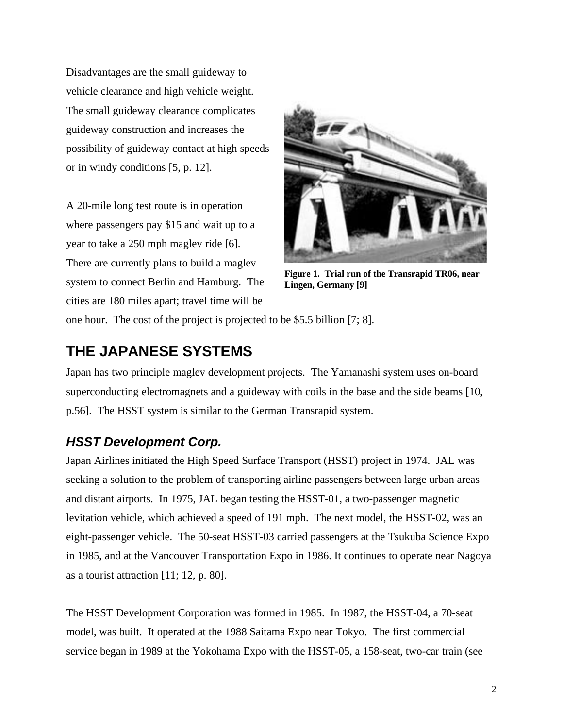Disadvantages are the small guideway to vehicle clearance and high vehicle weight. The small guideway clearance complicates guideway construction and increases the possibility of guideway contact at high speeds or in windy conditions [5, p. 12].

A 20-mile long test route is in operation where passengers pay $15 and wait up to a year to take a 250 mph maglev ride [6]. There are currently plans to build a maglev system to connect Berlin and Hamburg. The cities are 180 miles apart; travel time will be one hour. The cost of the project is projected to be $5.5 billion [7; 8].

**Figure 1. Trial run of the Transrapid TR06, near Lingen, Germany [9]**

## THE JAPANESE SYSTEMS

Japan has two principle maglev development projects. The Yamanashi system uses on-board superconducting electromagnets and a guideway with coils in the base and the side beams [10, p.56]. The HSST system is similar to the German Transrapid system.

### *HSST Development Corp.*

Japan Airlines initiated the High Speed Surface Transport (HSST) project in 1974. JAL was seeking a solution to the problem of transporting airline passengers between large urban areas and distant airports. In 1975, JAL began testing the HSST-01, a two-passenger magnetic levitation vehicle, which achieved a speed of 191 mph. The next model, the HSST-02, was an eight-passenger vehicle. The 50-seat HSST-03 carried passengers at the Tsukuba Science Expo in 1985, and at the Vancouver Transportation Expo in 1986. It continues to operate near Nagoya as a tourist attraction [11; 12, p. 80].

The HSST Development Corporation was formed in 1985. In 1987, the HSST-04, a 70-seat model, was built. It operated at the 1988 Saitama Expo near Tokyo. The first commercial service began in 1989 at the Yokohama Expo with the HSST-05, a 158-seat, two-car train (see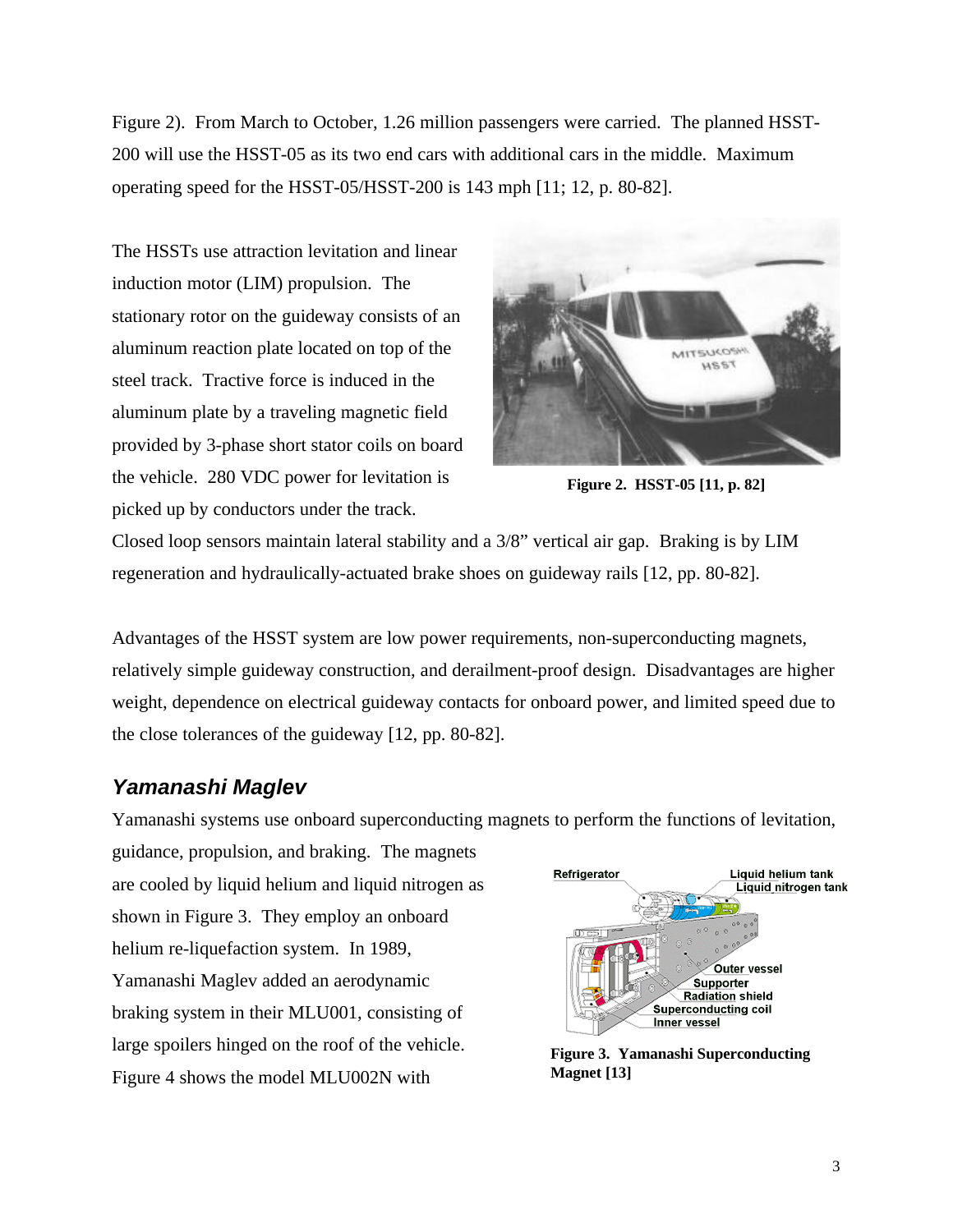Figure 2). From March to October, 1.26 million passengers were carried. The planned HSST-200 will use the HSST-05 as its two end cars with additional cars in the middle. Maximum operating speed for the HSST-05/HSST-200 is 143 mph [11; 12, p. 80-82].

The HSSTs use attraction levitation and linear induction motor (LIM) propulsion. The stationary rotor on the guideway consists of an aluminum reaction plate located on top of the steel track. Tractive force is induced in the aluminum plate by a traveling magnetic field provided by 3-phase short stator coils on board the vehicle. 280 VDC power for levitation is picked up by conductors under the track. Closed loop sensors maintain lateral stability and a 3/8" vertical air gap. Braking is by LIM regeneration and hydraulically-actuated brake shoes on guideway rails [12, pp. 80-82].

**Figure 2. HSST-05 [11, p. 82]**

Advantages of the HSST system are low power requirements, non-superconducting magnets, relatively simple guideway construction, and derailment-proof design. Disadvantages are higher weight, dependence on electrical guideway contacts for onboard power, and limited speed due to the close tolerances of the guideway [12, pp. 80-82].

### *Yamanashi Maglev*

Yamanashi systems use onboard superconducting magnets to perform the functions of levitation, guidance, propulsion, and braking. The magnets are cooled by liquid helium and liquid nitrogen as shown in Figure 3. They employ an onboard helium re-liquefaction system. In 1989, Yamanashi Maglev added an aerodynamic braking system in their MLU001, consisting of large spoilers hinged on the roof of the vehicle. Figure 4 shows the model MLU002N with

**Figure 3. Yamanashi Superconducting Magnet [13]**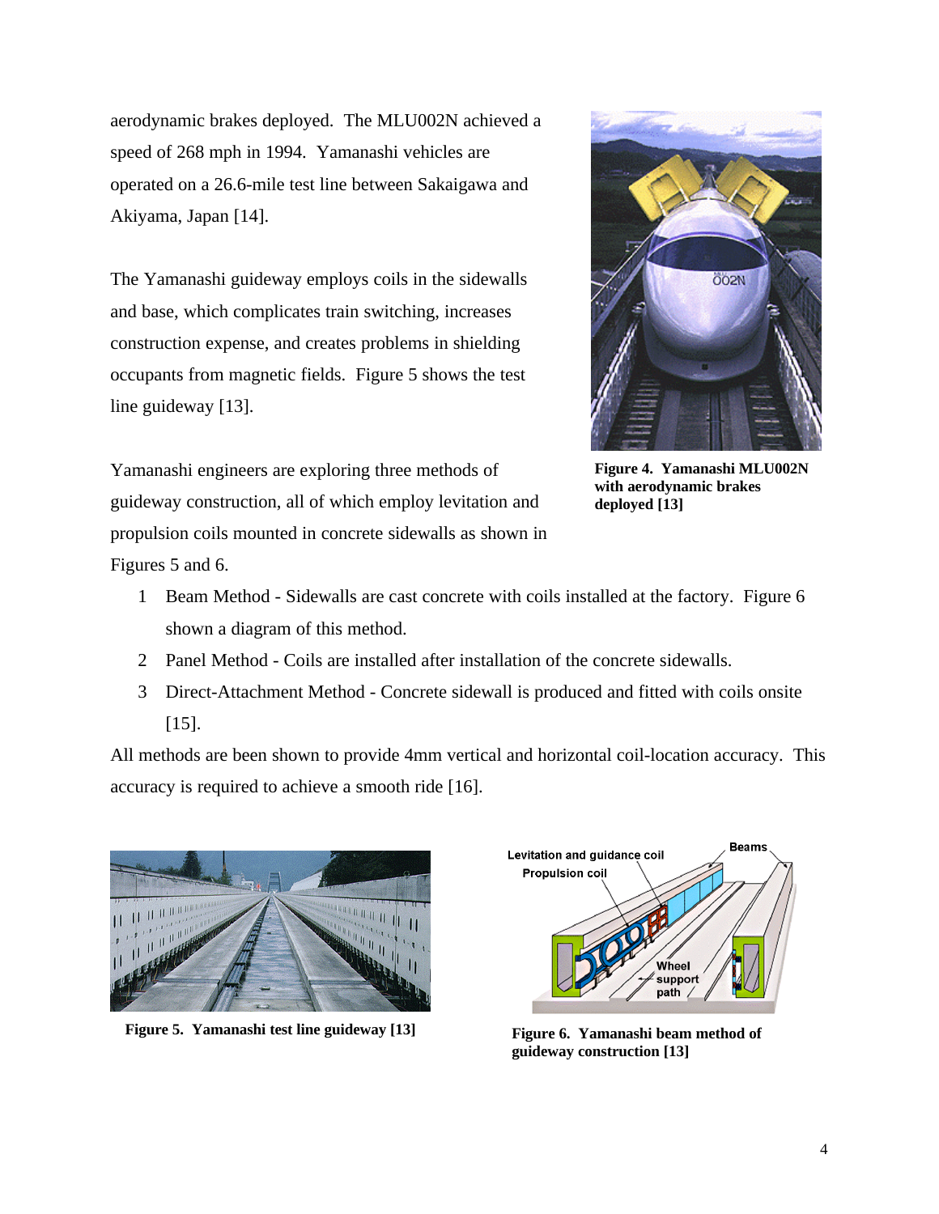aerodynamic brakes deployed. The MLU002N achieved a speed of 268 mph in 1994. Yamanashi vehicles are operated on a 26.6-mile test line between Sakaigawa and Akiyama, Japan [14].

The Yamanashi guideway employs coils in the sidewalls and base, which complicates train switching, increases construction expense, and creates problems in shielding occupants from magnetic fields. Figure 5 shows the test line guideway [13].

**Figure 4. Yamanashi MLU002N with aerodynamic brakes deployed [13]**

Yamanashi engineers are exploring three methods of guideway construction, all of which employ levitation and propulsion coils mounted in concrete sidewalls as shown in Figures 5 and 6.

1. Beam Method - Sidewalls are cast concrete with coils installed at the factory. Figure 6 shown a diagram of this method.
2. Panel Method - Coils are installed after installation of the concrete sidewalls.
3. Direct-Attachment Method - Concrete sidewall is produced and fitted with coils onsite [15].

All methods are been shown to provide 4mm vertical and horizontal coil-location accuracy. This accuracy is required to achieve a smooth ride [16].

**Figure 5. Yamanashi test line guideway [13]**

**Figure 6. Yamanashi beam method of guideway construction [13]**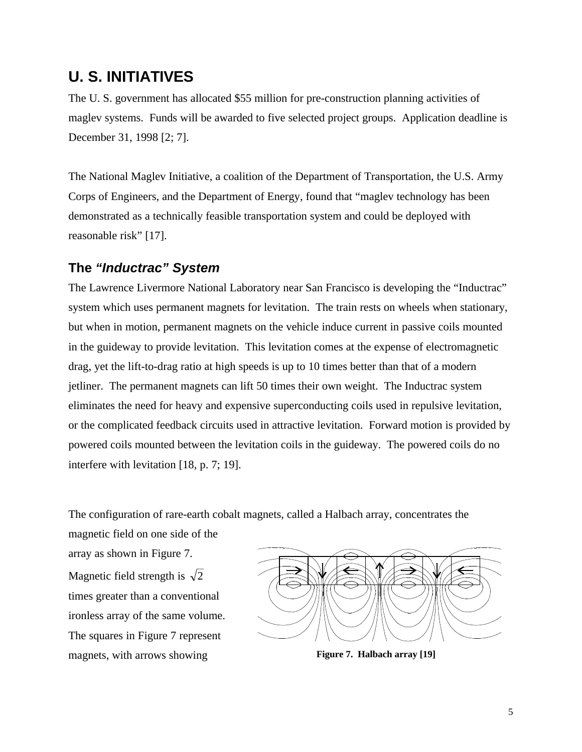## U. S. INITIATIVES

The U. S. government has allocated $55 million for pre-construction planning activities of maglev systems. Funds will be awarded to five selected project groups. Application deadline is December 31, 1998 [2; 7].

The National Maglev Initiative, a coalition of the Department of Transportation, the U.S. Army Corps of Engineers, and the Department of Energy, found that “maglev technology has been demonstrated as a technically feasible transportation system and could be deployed with reasonable risk” [17].

### The *“Inductrac” System*

The Lawrence Livermore National Laboratory near San Francisco is developing the “Inductrac” system which uses permanent magnets for levitation. The train rests on wheels when stationary, but when in motion, permanent magnets on the vehicle induce current in passive coils mounted in the guideway to provide levitation. This levitation comes at the expense of electromagnetic drag, yet the lift-to-drag ratio at high speeds is up to 10 times better than that of a modern jetliner. The permanent magnets can lift 50 times their own weight. The Inductrac system eliminates the need for heavy and expensive superconducting coils used in repulsive levitation, or the complicated feedback circuits used in attractive levitation. Forward motion is provided by powered coils mounted between the levitation coils in the guideway. The powered coils do no interfere with levitation [18, p. 7; 19].

The configuration of rare-earth cobalt magnets, called a Halbach array, concentrates the magnetic field on one side of the array as shown in Figure 7. Magnetic field strength is $\sqrt{2}$ times greater than a conventional ironless array of the same volume. The squares in Figure 7 represent magnets, with arrows showing

**Figure 7. Halbach array [19]**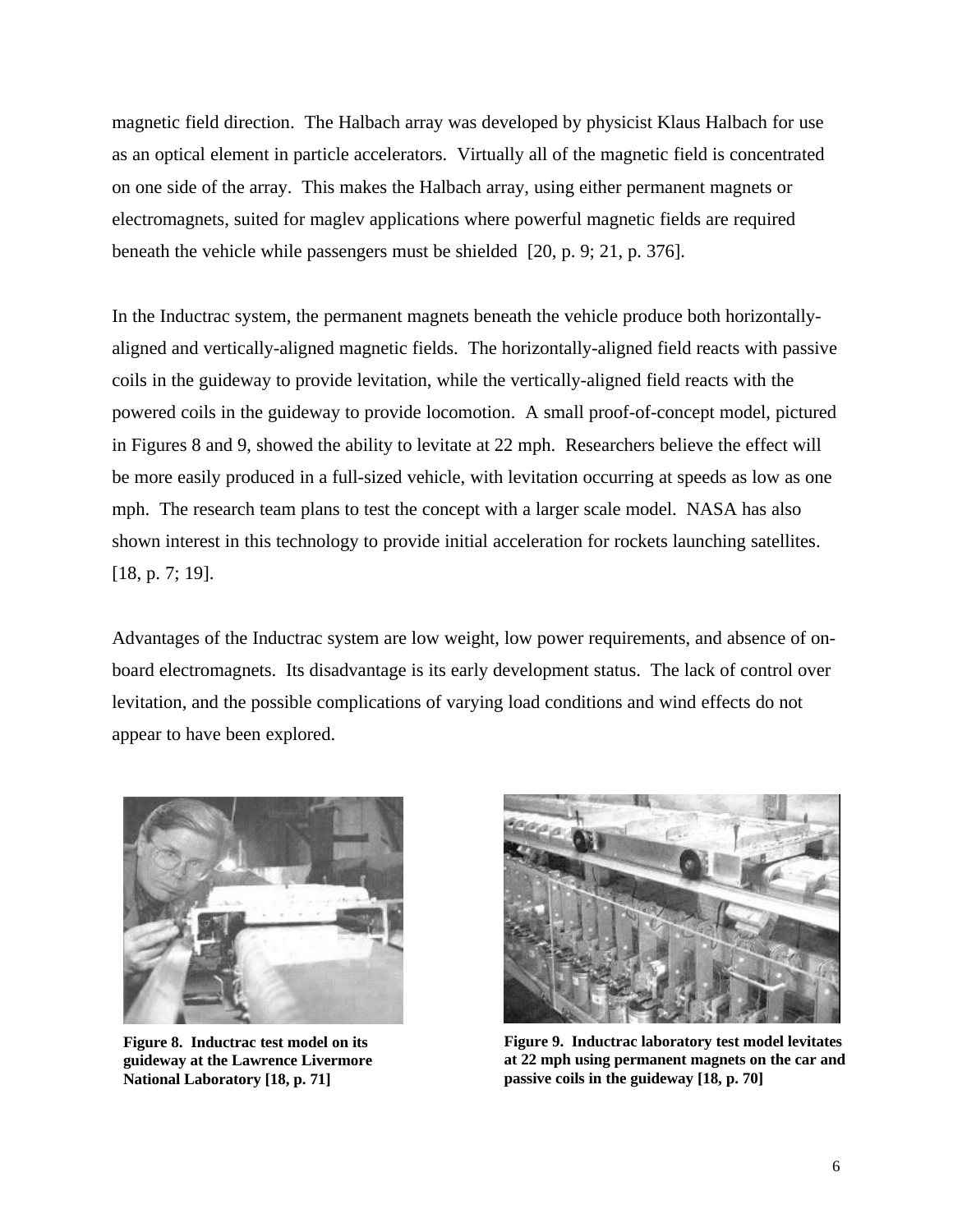magnetic field direction. The Halbach array was developed by physicist Klaus Halbach for use as an optical element in particle accelerators. Virtually all of the magnetic field is concentrated on one side of the array. This makes the Halbach array, using either permanent magnets or electromagnets, suited for maglev applications where powerful magnetic fields are required beneath the vehicle while passengers must be shielded [20, p. 9; 21, p. 376].

In the Inductrac system, the permanent magnets beneath the vehicle produce both horizontally-aligned and vertically-aligned magnetic fields. The horizontally-aligned field reacts with passive coils in the guideway to provide levitation, while the vertically-aligned field reacts with the powered coils in the guideway to provide locomotion. A small proof-of-concept model, pictured in Figures 8 and 9, showed the ability to levitate at 22 mph. Researchers believe the effect will be more easily produced in a full-sized vehicle, with levitation occurring at speeds as low as one mph. The research team plans to test the concept with a larger scale model. NASA has also shown interest in this technology to provide initial acceleration for rockets launching satellites. [18, p. 7; 19].

Advantages of the Inductrac system are low weight, low power requirements, and absence of on-board electromagnets. Its disadvantage is its early development status. The lack of control over levitation, and the possible complications of varying load conditions and wind effects do not appear to have been explored.

**Figure 8. Inductrac test model on its guideway at the Lawrence Livermore National Laboratory [18, p. 71]**

**Figure 9. Inductrac laboratory test model levitates at 22 mph using permanent magnets on the car and passive coils in the guideway [18, p. 70]**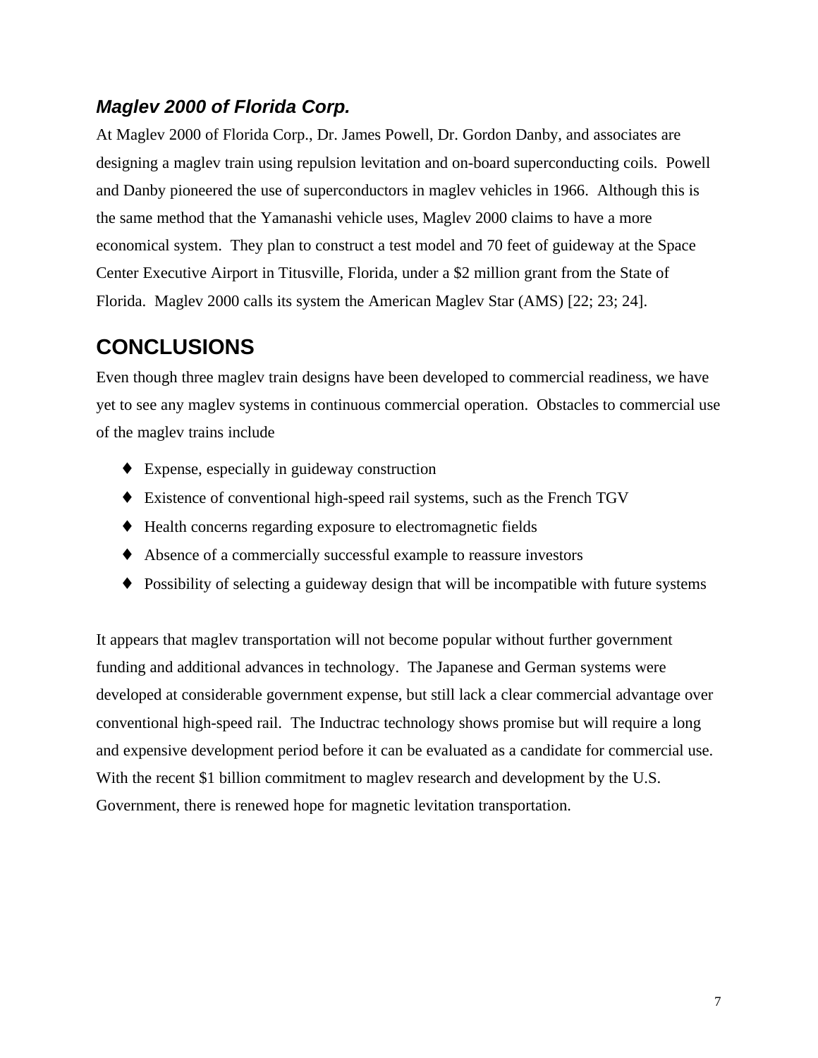### *Maglev 2000 of Florida Corp.*

At Maglev 2000 of Florida Corp., Dr. James Powell, Dr. Gordon Danby, and associates are designing a maglev train using repulsion levitation and on-board superconducting coils. Powell and Danby pioneered the use of superconductors in maglev vehicles in 1966. Although this is the same method that the Yamanashi vehicle uses, Maglev 2000 claims to have a more economical system. They plan to construct a test model and 70 feet of guideway at the Space Center Executive Airport in Titusville, Florida, under a $2 million grant from the State of Florida. Maglev 2000 calls its system the American Maglev Star (AMS) [22; 23; 24].

## CONCLUSIONS

Even though three maglev train designs have been developed to commercial readiness, we have yet to see any maglev systems in continuous commercial operation. Obstacles to commercial use of the maglev trains include

- Expense, especially in guideway construction
- Existence of conventional high-speed rail systems, such as the French TGV
- Health concerns regarding exposure to electromagnetic fields
- Absence of a commercially successful example to reassure investors
- Possibility of selecting a guideway design that will be incompatible with future systems

It appears that maglev transportation will not become popular without further government funding and additional advances in technology. The Japanese and German systems were developed at considerable government expense, but still lack a clear commercial advantage over conventional high-speed rail. The Inductrac technology shows promise but will require a long and expensive development period before it can be evaluated as a candidate for commercial use. With the recent $1 billion commitment to maglev research and development by the U.S. Government, there is renewed hope for magnetic levitation transportation.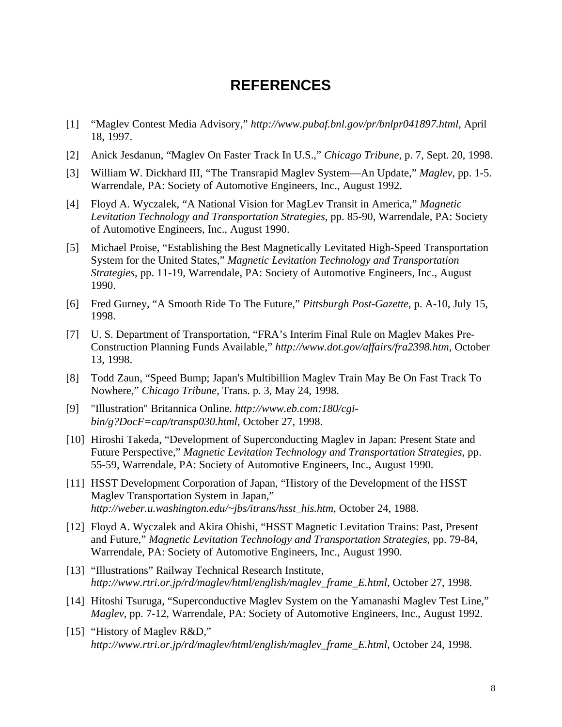# REFERENCES

[1] "Maglev Contest Media Advisory," *http://www.pubaf.bnl.gov/pr/bnlpr041897.html*, April 18, 1997.

[2] Anick Jesdanun, "Maglev On Faster Track In U.S.," *Chicago Tribune*, p. 7, Sept. 20, 1998.

[3] William W. Dickhard III, "The Transrapid Maglev System—An Update," *Maglev*, pp. 1-5. Warrendale, PA: Society of Automotive Engineers, Inc., August 1992.

[4] Floyd A. Wyczalek, "A National Vision for MagLev Transit in America," *Magnetic Levitation Technology and Transportation Strategies*, pp. 85-90, Warrendale, PA: Society of Automotive Engineers, Inc., August 1990.

[5] Michael Proise, "Establishing the Best Magnetically Levitated High-Speed Transportation System for the United States," *Magnetic Levitation Technology and Transportation Strategies*, pp. 11-19, Warrendale, PA: Society of Automotive Engineers, Inc., August 1990.

[6] Fred Gurney, "A Smooth Ride To The Future," *Pittsburgh Post-Gazette*, p. A-10, July 15, 1998.

[7] U. S. Department of Transportation, "FRA's Interim Final Rule on Maglev Makes Pre-Construction Planning Funds Available," *http://www.dot.gov/affairs/fra2398.htm*, October 13, 1998.

[8] Todd Zaun, "Speed Bump; Japan's Multibillion Maglev Train May Be On Fast Track To Nowhere," *Chicago Tribune*, Trans. p. 3, May 24, 1998.

[9] "Illustration" Britannica Online. *http://www.eb.com:180/cgi-bin/g?DocF=cap/transp030.html*, October 27, 1998.

[10] Hiroshi Takeda, "Development of Superconducting Maglev in Japan: Present State and Future Perspective," *Magnetic Levitation Technology and Transportation Strategies*, pp. 55-59, Warrendale, PA: Society of Automotive Engineers, Inc., August 1990.

[11] HSST Development Corporation of Japan, "History of the Development of the HSST Maglev Transportation System in Japan," *http://weber.u.washington.edu/~jbs/itrans/hsst_his.htm*, October 24, 1988.

[12] Floyd A. Wyczalek and Akira Ohishi, "HSST Magnetic Levitation Trains: Past, Present and Future," *Magnetic Levitation Technology and Transportation Strategies*, pp. 79-84, Warrendale, PA: Society of Automotive Engineers, Inc., August 1990.

[13] "Illustrations" Railway Technical Research Institute, *http://www.rtri.or.jp/rd/maglev/html/english/maglev_frame_E.html*, October 27, 1998.

[14] Hitoshi Tsuruga, "Superconductive Maglev System on the Yamanashi Maglev Test Line," *Maglev*, pp. 7-12, Warrendale, PA: Society of Automotive Engineers, Inc., August 1992.

[15] "History of Maglev R&D," *http://www.rtri.or.jp/rd/maglev/html/english/maglev_frame_E.html*, October 24, 1998.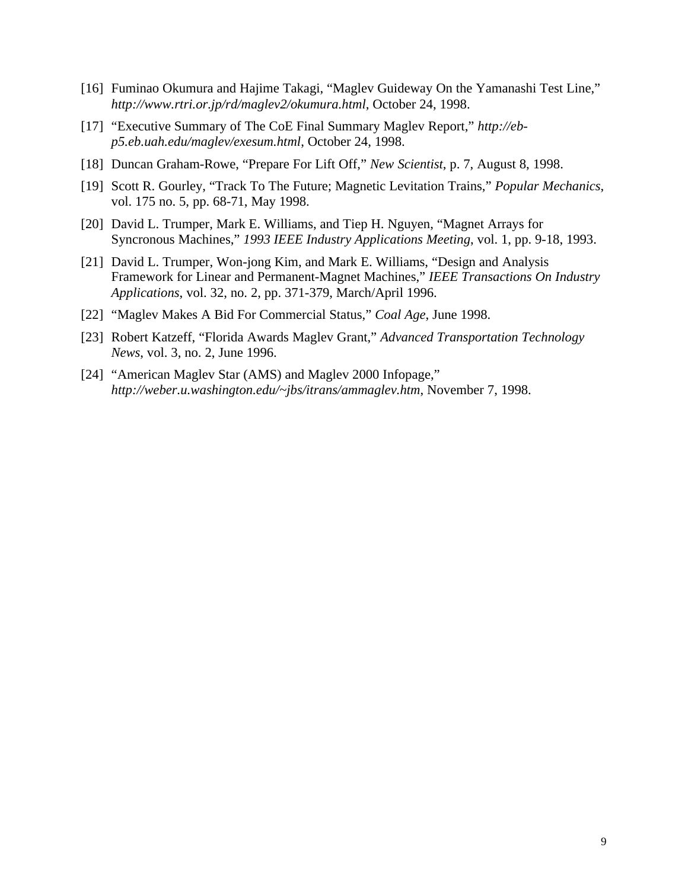[16] Fuminao Okumura and Hajime Takagi, "Maglev Guideway On the Yamanashi Test Line," *http://www.rtri.or.jp/rd/maglev2/okumura.html*, October 24, 1998.

[17] "Executive Summary of The CoE Final Summary Maglev Report," *http://eb-p5.eb.uah.edu/maglev/exesum.html*, October 24, 1998.

[18] Duncan Graham-Rowe, "Prepare For Lift Off," *New Scientist*, p. 7, August 8, 1998.

[19] Scott R. Gourley, "Track To The Future; Magnetic Levitation Trains," *Popular Mechanics*, vol. 175 no. 5, pp. 68-71, May 1998.

[20] David L. Trumper, Mark E. Williams, and Tiep H. Nguyen, "Magnet Arrays for Syncronous Machines," *1993 IEEE Industry Applications Meeting*, vol. 1, pp. 9-18, 1993.

[21] David L. Trumper, Won-jong Kim, and Mark E. Williams, "Design and Analysis Framework for Linear and Permanent-Magnet Machines," *IEEE Transactions On Industry Applications*, vol. 32, no. 2, pp. 371-379, March/April 1996.

[22] "Maglev Makes A Bid For Commercial Status," *Coal Age*, June 1998.

[23] Robert Katzeff, "Florida Awards Maglev Grant," *Advanced Transportation Technology News*, vol. 3, no. 2, June 1996.

[24] "American Maglev Star (AMS) and Maglev 2000 Infopage," *http://weber.u.washington.edu/~jbs/itrans/ammaglev.htm*, November 7, 1998.